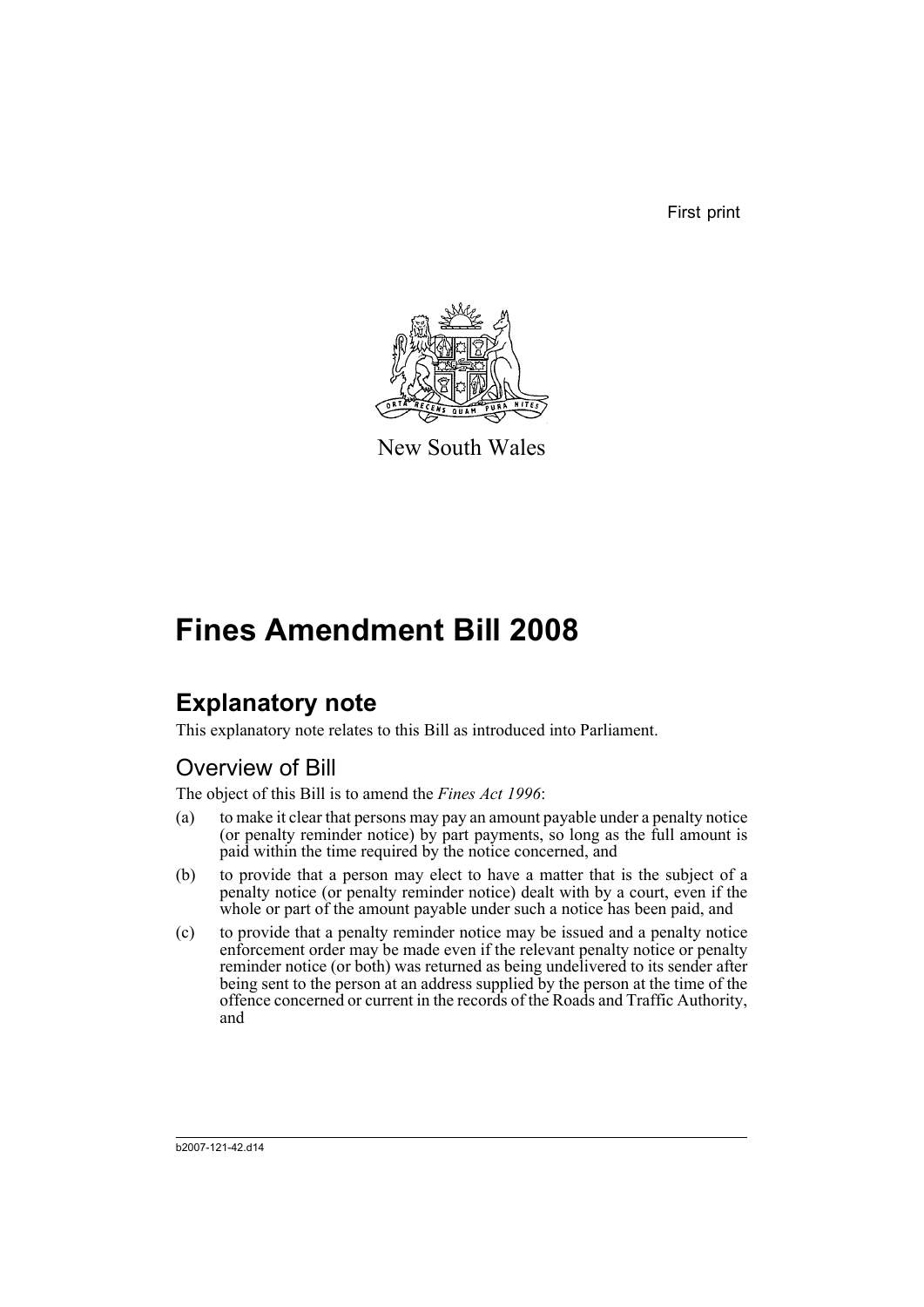First print

New South Wales

# Fines Amendment Bill 2008

## Explanatory note

This explanatory note relates to this Bill as introduced into Parliament.

### Overview of Bill

The object of this Bill is to amend the *Fines Act 1996*:

(a) to make it clear that persons may pay an amount payable under a penalty notice (or penalty reminder notice) by part payments, so long as the full amount is paid within the time required by the notice concerned, and

(b) to provide that a person may elect to have a matter that is the subject of a penalty notice (or penalty reminder notice) dealt with by a court, even if the whole or part of the amount payable under such a notice has been paid, and

(c) to provide that a penalty reminder notice may be issued and a penalty notice enforcement order may be made even if the relevant penalty notice or penalty reminder notice (or both) was returned as being undelivered to its sender after being sent to the person at an address supplied by the person at the time of the offence concerned or current in the records of the Roads and Traffic Authority, and

b2007-121-42.d14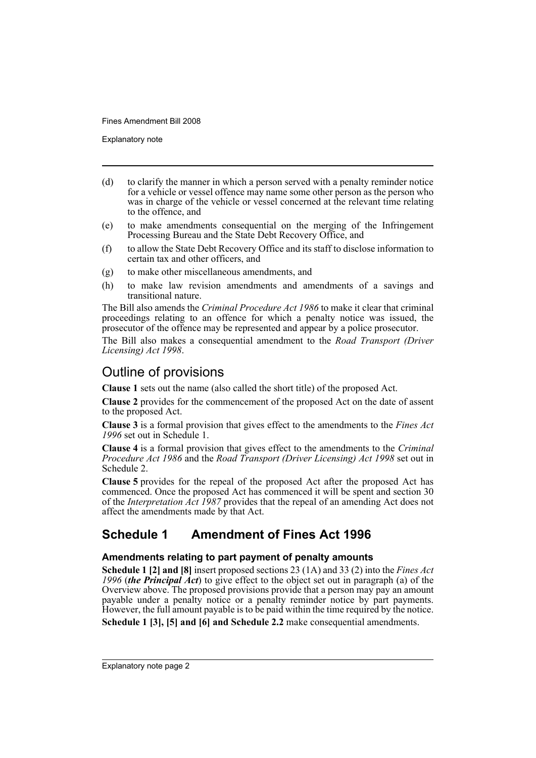(d) to clarify the manner in which a person served with a penalty reminder notice for a vehicle or vessel offence may name some other person as the person who was in charge of the vehicle or vessel concerned at the relevant time relating to the offence, and

(e) to make amendments consequential on the merging of the Infringement Processing Bureau and the State Debt Recovery Office, and

(f) to allow the State Debt Recovery Office and its staff to disclose information to certain tax and other officers, and

(g) to make other miscellaneous amendments, and

(h) to make law revision amendments and amendments of a savings and transitional nature.

The Bill also amends the *Criminal Procedure Act 1986* to make it clear that criminal proceedings relating to an offence for which a penalty notice was issued, the prosecutor of the offence may be represented and appear by a police prosecutor.

The Bill also makes a consequential amendment to the *Road Transport (Driver Licensing) Act 1998*.

## Outline of provisions

**Clause 1** sets out the name (also called the short title) of the proposed Act.

**Clause 2** provides for the commencement of the proposed Act on the date of assent to the proposed Act.

**Clause 3** is a formal provision that gives effect to the amendments to the *Fines Act 1996* set out in Schedule 1.

**Clause 4** is a formal provision that gives effect to the amendments to the *Criminal Procedure Act 1986* and the *Road Transport (Driver Licensing) Act 1998* set out in Schedule 2.

**Clause 5** provides for the repeal of the proposed Act after the proposed Act has commenced. Once the proposed Act has commenced it will be spent and section 30 of the *Interpretation Act 1987* provides that the repeal of an amending Act does not affect the amendments made by that Act.

## Schedule 1 Amendment of Fines Act 1996

### Amendments relating to part payment of penalty amounts

**Schedule 1 [2] and [8]** insert proposed sections 23 (1A) and 33 (2) into the *Fines Act 1996* (***the Principal Act***) to give effect to the object set out in paragraph (a) of the Overview above. The proposed provisions provide that a person may pay an amount payable under a penalty notice or a penalty reminder notice by part payments. However, the full amount payable is to be paid within the time required by the notice.

**Schedule 1 [3], [5] and [6] and Schedule 2.2** make consequential amendments.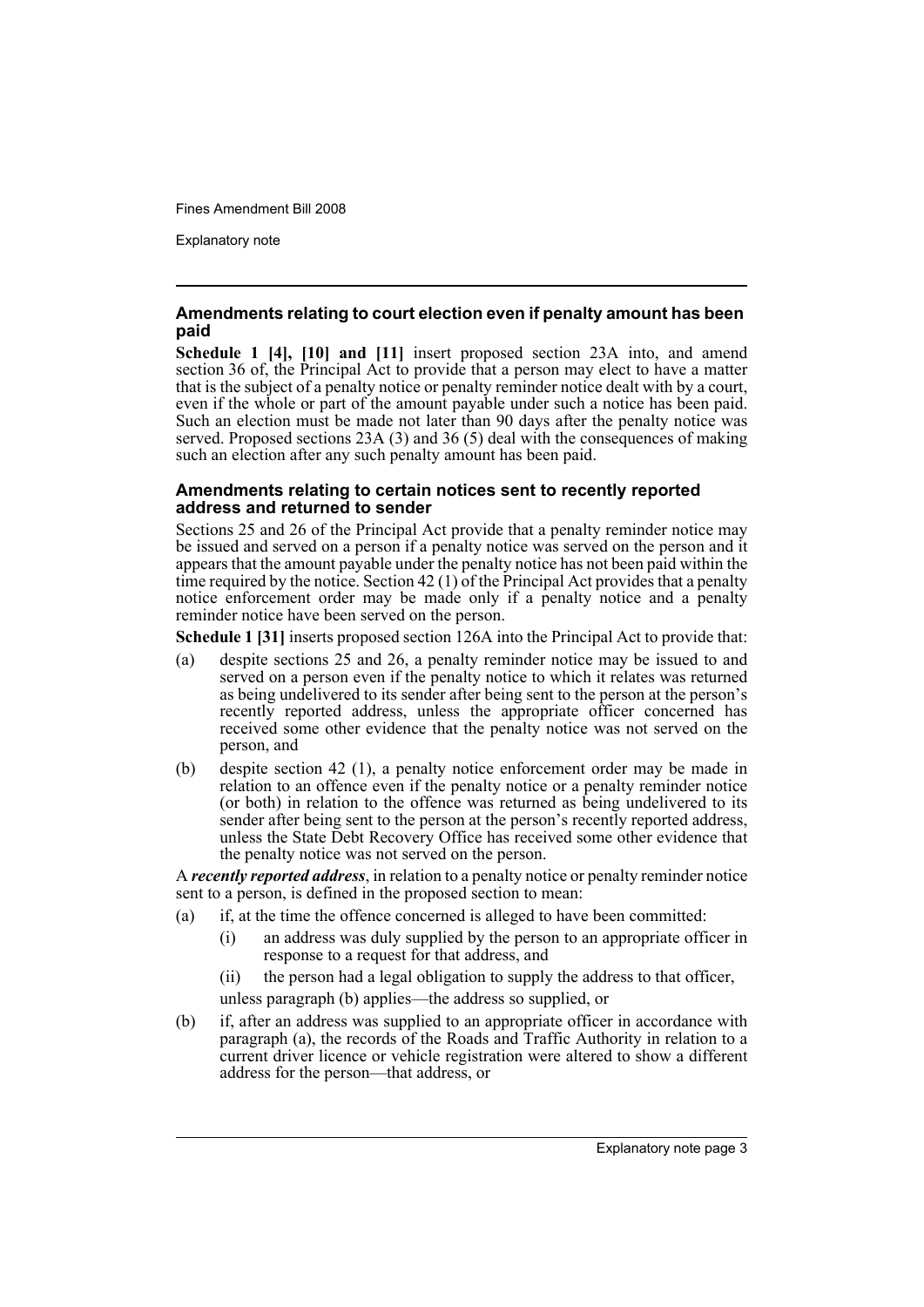### Amendments relating to court election even if penalty amount has been paid

**Schedule 1 [4], [10] and [11]** insert proposed section 23A into, and amend section 36 of, the Principal Act to provide that a person may elect to have a matter that is the subject of a penalty notice or penalty reminder notice dealt with by a court, even if the whole or part of the amount payable under such a notice has been paid. Such an election must be made not later than 90 days after the penalty notice was served. Proposed sections 23A (3) and 36 (5) deal with the consequences of making such an election after any such penalty amount has been paid.

### Amendments relating to certain notices sent to recently reported address and returned to sender

Sections 25 and 26 of the Principal Act provide that a penalty reminder notice may be issued and served on a person if a penalty notice was served on the person and it appears that the amount payable under the penalty notice has not been paid within the time required by the notice. Section 42 (1) of the Principal Act provides that a penalty notice enforcement order may be made only if a penalty notice and a penalty reminder notice have been served on the person.

**Schedule 1 [31]** inserts proposed section 126A into the Principal Act to provide that:

(a) despite sections 25 and 26, a penalty reminder notice may be issued to and served on a person even if the penalty notice to which it relates was returned as being undelivered to its sender after being sent to the person at the person's recently reported address, unless the appropriate officer concerned has received some other evidence that the penalty notice was not served on the person, and

(b) despite section 42 (1), a penalty notice enforcement order may be made in relation to an offence even if the penalty notice or a penalty reminder notice (or both) in relation to the offence was returned as being undelivered to its sender after being sent to the person at the person's recently reported address, unless the State Debt Recovery Office has received some other evidence that the penalty notice was not served on the person.

A ***recently reported address***, in relation to a penalty notice or penalty reminder notice sent to a person, is defined in the proposed section to mean:

(a) if, at the time the offence concerned is alleged to have been committed:

  (i) an address was duly supplied by the person to an appropriate officer in response to a request for that address, and

  (ii) the person had a legal obligation to supply the address to that officer,

  unless paragraph (b) applies—the address so supplied, or

(b) if, after an address was supplied to an appropriate officer in accordance with paragraph (a), the records of the Roads and Traffic Authority in relation to a current driver licence or vehicle registration were altered to show a different address for the person—that address, or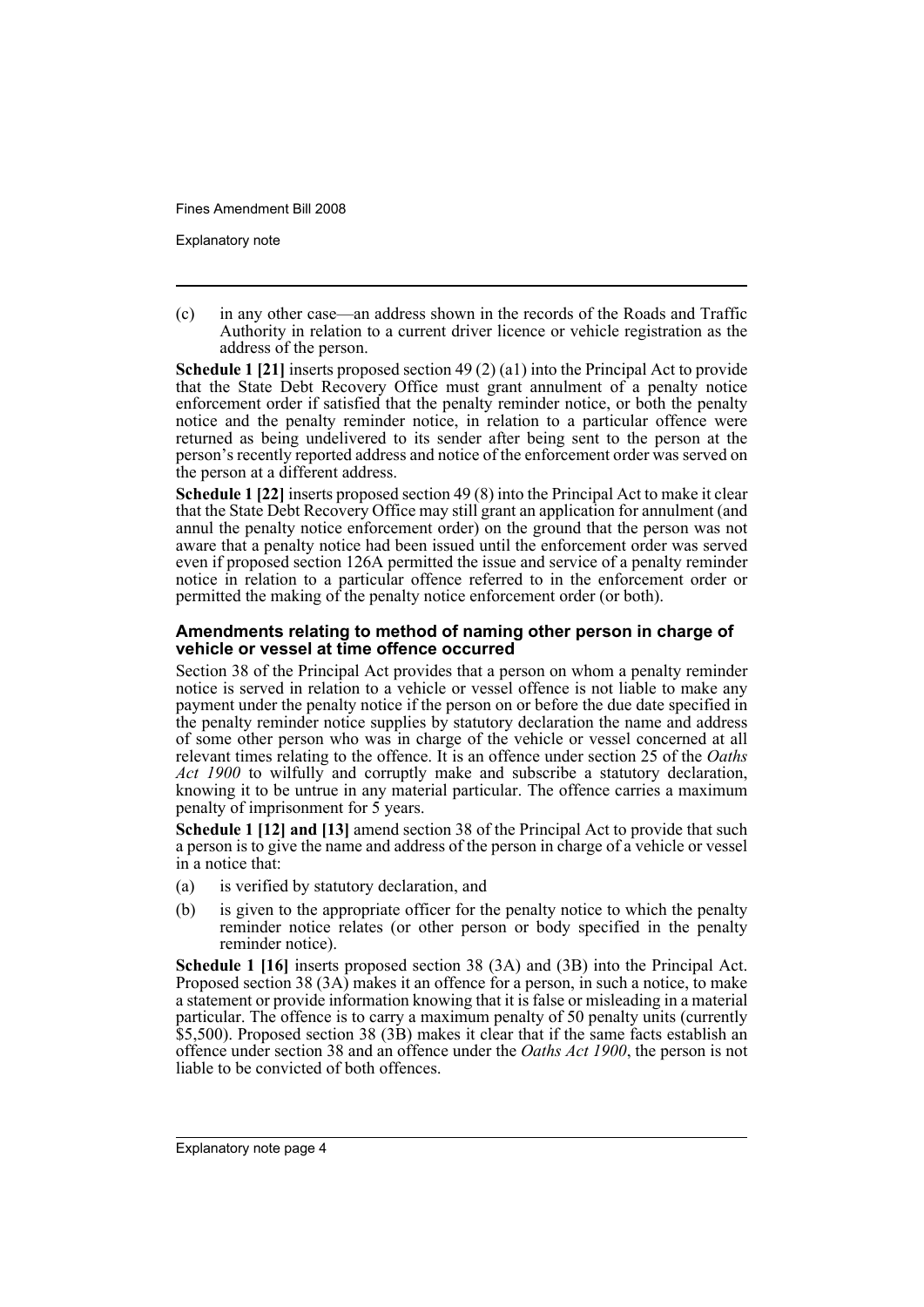(c) in any other case—an address shown in the records of the Roads and Traffic Authority in relation to a current driver licence or vehicle registration as the address of the person.

**Schedule 1 [21]** inserts proposed section 49 (2) (a1) into the Principal Act to provide that the State Debt Recovery Office must grant annulment of a penalty notice enforcement order if satisfied that the penalty reminder notice, or both the penalty notice and the penalty reminder notice, in relation to a particular offence were returned as being undelivered to its sender after being sent to the person at the person's recently reported address and notice of the enforcement order was served on the person at a different address.

**Schedule 1 [22]** inserts proposed section 49 (8) into the Principal Act to make it clear that the State Debt Recovery Office may still grant an application for annulment (and annul the penalty notice enforcement order) on the ground that the person was not aware that a penalty notice had been issued until the enforcement order was served even if proposed section 126A permitted the issue and service of a penalty reminder notice in relation to a particular offence referred to in the enforcement order or permitted the making of the penalty notice enforcement order (or both).

### Amendments relating to method of naming other person in charge of vehicle or vessel at time offence occurred

Section 38 of the Principal Act provides that a person on whom a penalty reminder notice is served in relation to a vehicle or vessel offence is not liable to make any payment under the penalty notice if the person on or before the due date specified in the penalty reminder notice supplies by statutory declaration the name and address of some other person who was in charge of the vehicle or vessel concerned at all relevant times relating to the offence. It is an offence under section 25 of the *Oaths Act 1900* to wilfully and corruptly make and subscribe a statutory declaration, knowing it to be untrue in any material particular. The offence carries a maximum penalty of imprisonment for 5 years.

**Schedule 1 [12] and [13]** amend section 38 of the Principal Act to provide that such a person is to give the name and address of the person in charge of a vehicle or vessel in a notice that:

(a) is verified by statutory declaration, and

(b) is given to the appropriate officer for the penalty notice to which the penalty reminder notice relates (or other person or body specified in the penalty reminder notice).

**Schedule 1 [16]** inserts proposed section 38 (3A) and (3B) into the Principal Act. Proposed section 38 (3A) makes it an offence for a person, in such a notice, to make a statement or provide information knowing that it is false or misleading in a material particular. The offence is to carry a maximum penalty of 50 penalty units (currently $5,500). Proposed section 38 (3B) makes it clear that if the same facts establish an offence under section 38 and an offence under the *Oaths Act 1900*, the person is not liable to be convicted of both offences.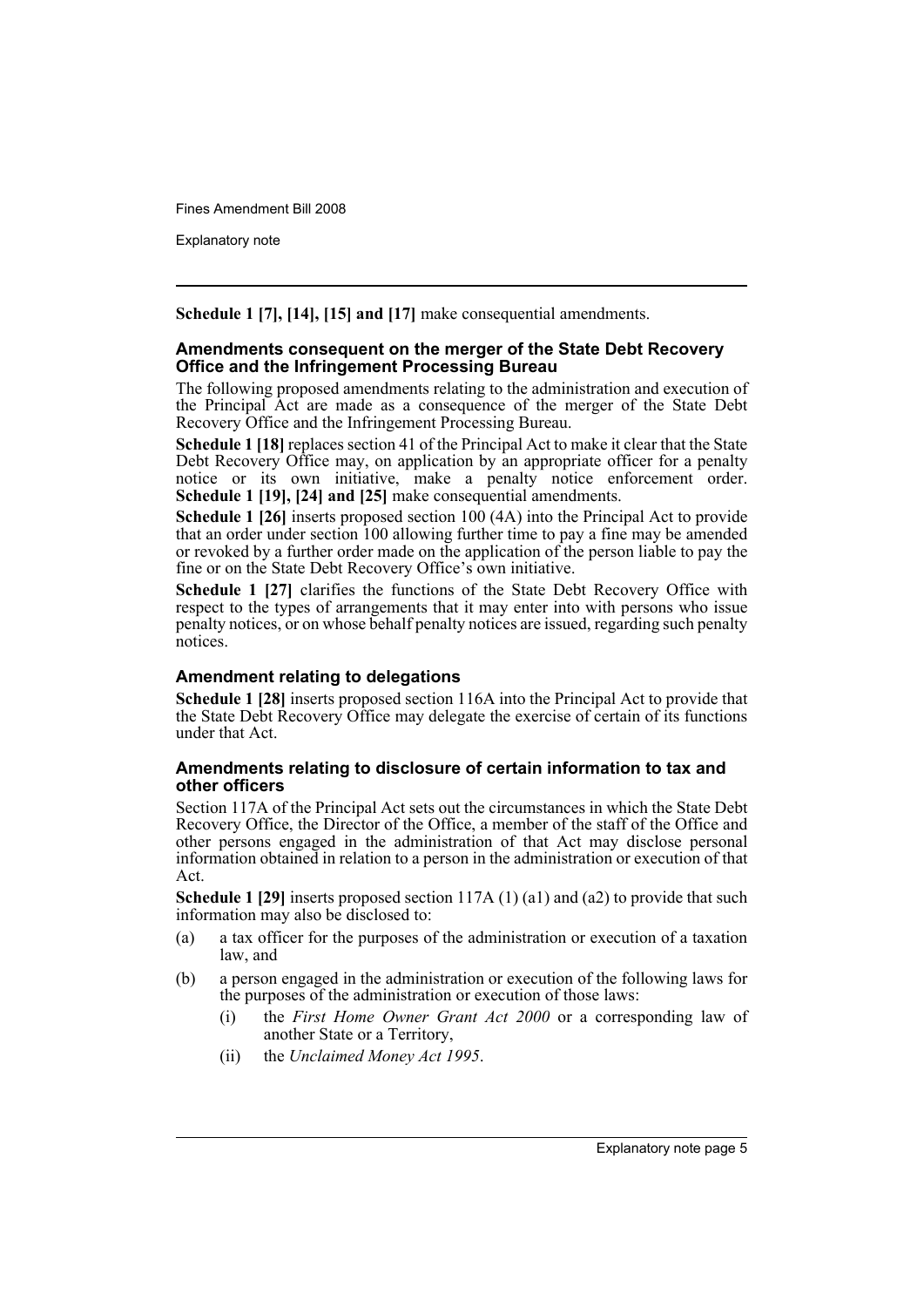**Schedule 1 [7], [14], [15] and [17]** make consequential amendments.

### Amendments consequent on the merger of the State Debt Recovery Office and the Infringement Processing Bureau

The following proposed amendments relating to the administration and execution of the Principal Act are made as a consequence of the merger of the State Debt Recovery Office and the Infringement Processing Bureau.

**Schedule 1 [18]** replaces section 41 of the Principal Act to make it clear that the State Debt Recovery Office may, on application by an appropriate officer for a penalty notice or its own initiative, make a penalty notice enforcement order. **Schedule 1 [19], [24] and [25]** make consequential amendments.

**Schedule 1 [26]** inserts proposed section 100 (4A) into the Principal Act to provide that an order under section 100 allowing further time to pay a fine may be amended or revoked by a further order made on the application of the person liable to pay the fine or on the State Debt Recovery Office's own initiative.

**Schedule 1 [27]** clarifies the functions of the State Debt Recovery Office with respect to the types of arrangements that it may enter into with persons who issue penalty notices, or on whose behalf penalty notices are issued, regarding such penalty notices.

### Amendment relating to delegations

**Schedule 1 [28]** inserts proposed section 116A into the Principal Act to provide that the State Debt Recovery Office may delegate the exercise of certain of its functions under that Act.

### Amendments relating to disclosure of certain information to tax and other officers

Section 117A of the Principal Act sets out the circumstances in which the State Debt Recovery Office, the Director of the Office, a member of the staff of the Office and other persons engaged in the administration of that Act may disclose personal information obtained in relation to a person in the administration or execution of that Act.

**Schedule 1 [29]** inserts proposed section 117A (1) (a1) and (a2) to provide that such information may also be disclosed to:

(a) a tax officer for the purposes of the administration or execution of a taxation law, and

(b) a person engaged in the administration or execution of the following laws for the purposes of the administration or execution of those laws:

- (i) the *First Home Owner Grant Act 2000* or a corresponding law of another State or a Territory,
- (ii) the *Unclaimed Money Act 1995*.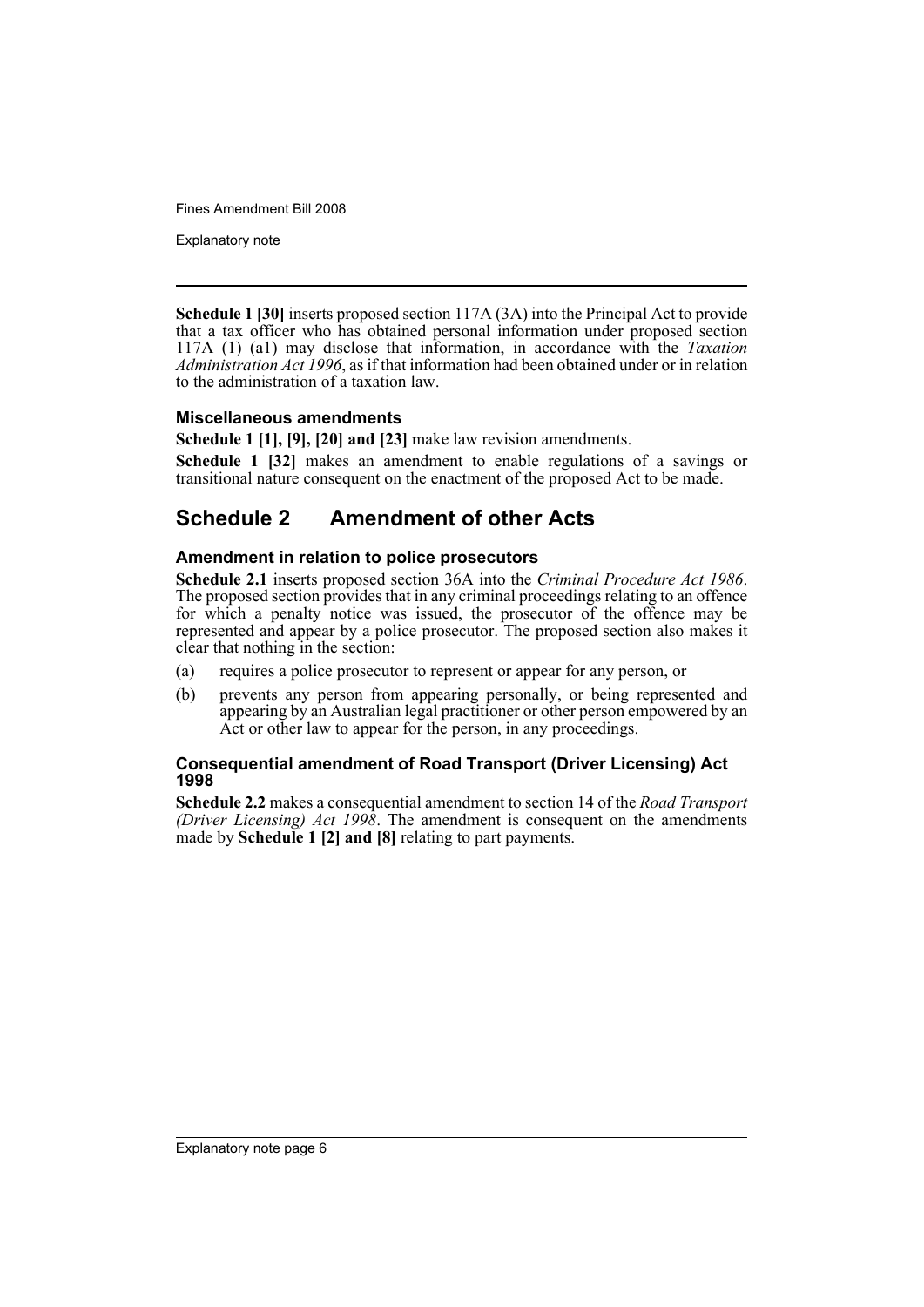**Schedule 1 [30]** inserts proposed section 117A (3A) into the Principal Act to provide that a tax officer who has obtained personal information under proposed section 117A (1) (a1) may disclose that information, in accordance with the *Taxation Administration Act 1996*, as if that information had been obtained under or in relation to the administration of a taxation law.

### Miscellaneous amendments

**Schedule 1 [1], [9], [20] and [23]** make law revision amendments.

**Schedule 1 [32]** makes an amendment to enable regulations of a savings or transitional nature consequent on the enactment of the proposed Act to be made.

## Schedule 2 Amendment of other Acts

### Amendment in relation to police prosecutors

**Schedule 2.1** inserts proposed section 36A into the *Criminal Procedure Act 1986*. The proposed section provides that in any criminal proceedings relating to an offence for which a penalty notice was issued, the prosecutor of the offence may be represented and appear by a police prosecutor. The proposed section also makes it clear that nothing in the section:

(a) requires a police prosecutor to represent or appear for any person, or

(b) prevents any person from appearing personally, or being represented and appearing by an Australian legal practitioner or other person empowered by an Act or other law to appear for the person, in any proceedings.

### Consequential amendment of Road Transport (Driver Licensing) Act 1998

**Schedule 2.2** makes a consequential amendment to section 14 of the *Road Transport (Driver Licensing) Act 1998*. The amendment is consequent on the amendments made by **Schedule 1 [2] and [8]** relating to part payments.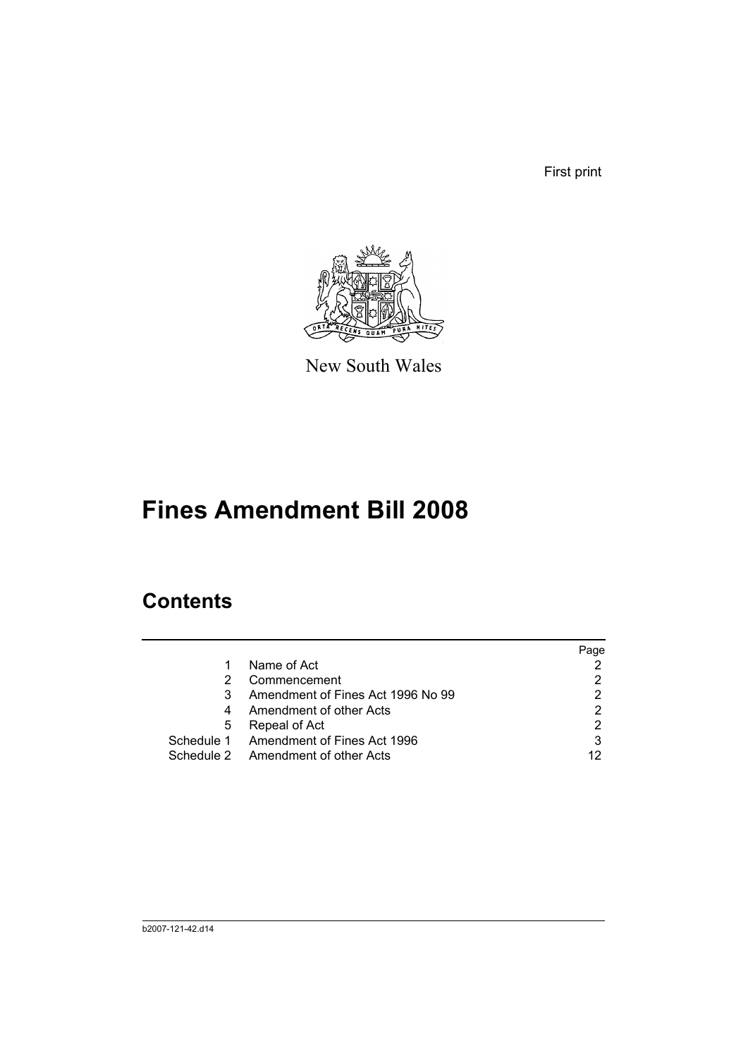First print

New South Wales

# Fines Amendment Bill 2008

## Contents

| | | Page |
|---|---|---|
| 1 | Name of Act | 2 |
| 2 | Commencement | 2 |
| 3 | Amendment of Fines Act 1996 No 99 | 2 |
| 4 | Amendment of other Acts | 2 |
| 5 | Repeal of Act | 2 |
| Schedule 1 | Amendment of Fines Act 1996 | 3 |
| Schedule 2 | Amendment of other Acts | 12 |

b2007-121-42.d14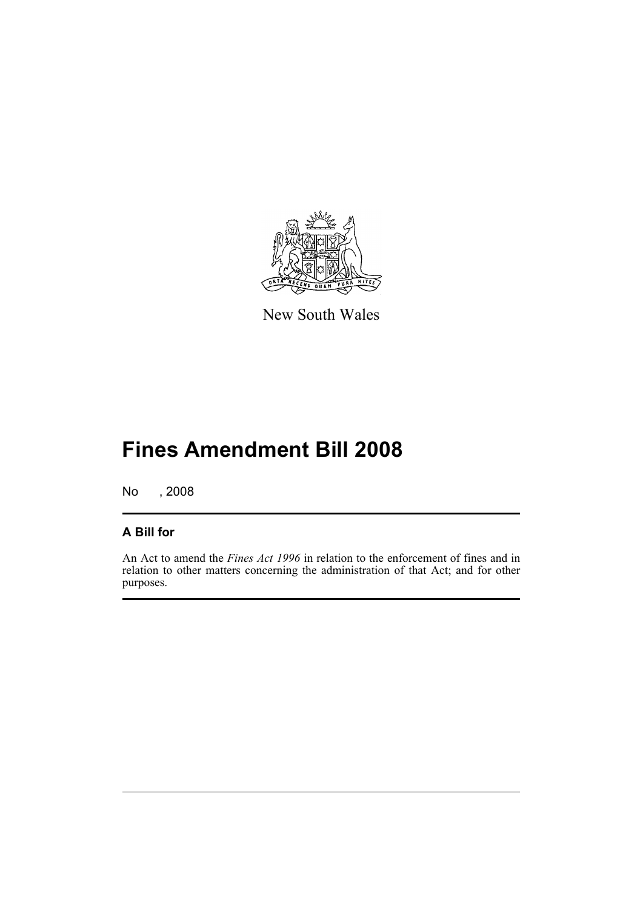New South Wales

# Fines Amendment Bill 2008

No , 2008

## A Bill for

An Act to amend the *Fines Act 1996* in relation to the enforcement of fines and in relation to other matters concerning the administration of that Act; and for other purposes.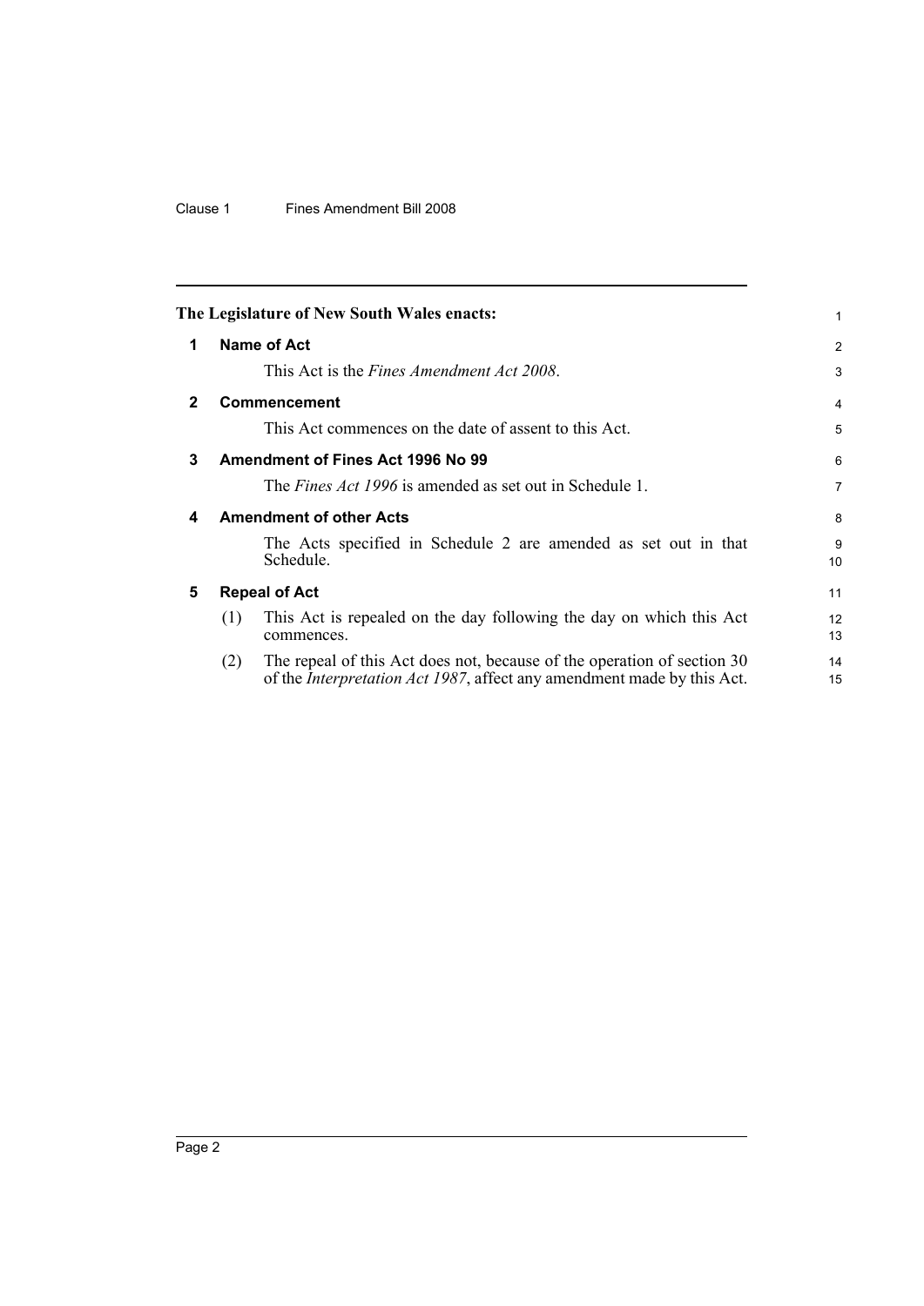**The Legislature of New South Wales enacts:**

## 1 Name of Act

This Act is the *Fines Amendment Act 2008*.

## 2 Commencement

This Act commences on the date of assent to this Act.

## 3 Amendment of Fines Act 1996 No 99

The *Fines Act 1996* is amended as set out in Schedule 1.

## 4 Amendment of other Acts

The Acts specified in Schedule 2 are amended as set out in that Schedule.

## 5 Repeal of Act

(1) This Act is repealed on the day following the day on which this Act commences.

(2) The repeal of this Act does not, because of the operation of section 30 of the *Interpretation Act 1987*, affect any amendment made by this Act.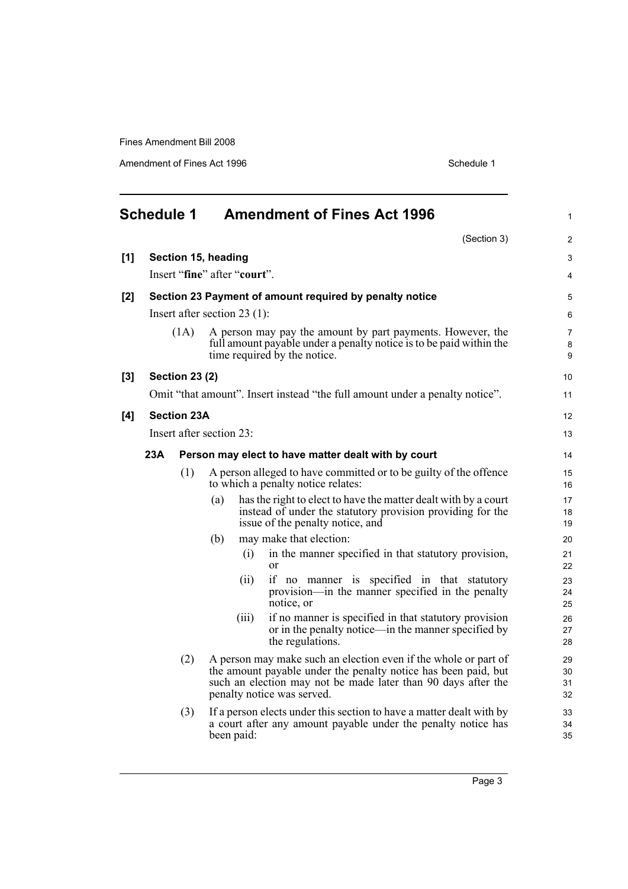## Schedule 1 Amendment of Fines Act 1996

(Section 3)

**[1] Section 15, heading**

Insert "**fine**" after "**court**".

**[2] Section 23 Payment of amount required by penalty notice**

Insert after section 23 (1):

(1A) A person may pay the amount by part payments. However, the full amount payable under a penalty notice is to be paid within the time required by the notice.

**[3] Section 23 (2)**

Omit "that amount". Insert instead "the full amount under a penalty notice".

**[4] Section 23A**

Insert after section 23:

**23A Person may elect to have matter dealt with by court**

(1) A person alleged to have committed or to be guilty of the offence to which a penalty notice relates:

(a) has the right to elect to have the matter dealt with by a court instead of under the statutory provision providing for the issue of the penalty notice, and

(b) may make that election:

(i) in the manner specified in that statutory provision, or

(ii) if no manner is specified in that statutory provision—in the manner specified in the penalty notice, or

(iii) if no manner is specified in that statutory provision or in the penalty notice—in the manner specified by the regulations.

(2) A person may make such an election even if the whole or part of the amount payable under the penalty notice has been paid, but such an election may not be made later than 90 days after the penalty notice was served.

(3) If a person elects under this section to have a matter dealt with by a court after any amount payable under the penalty notice has been paid: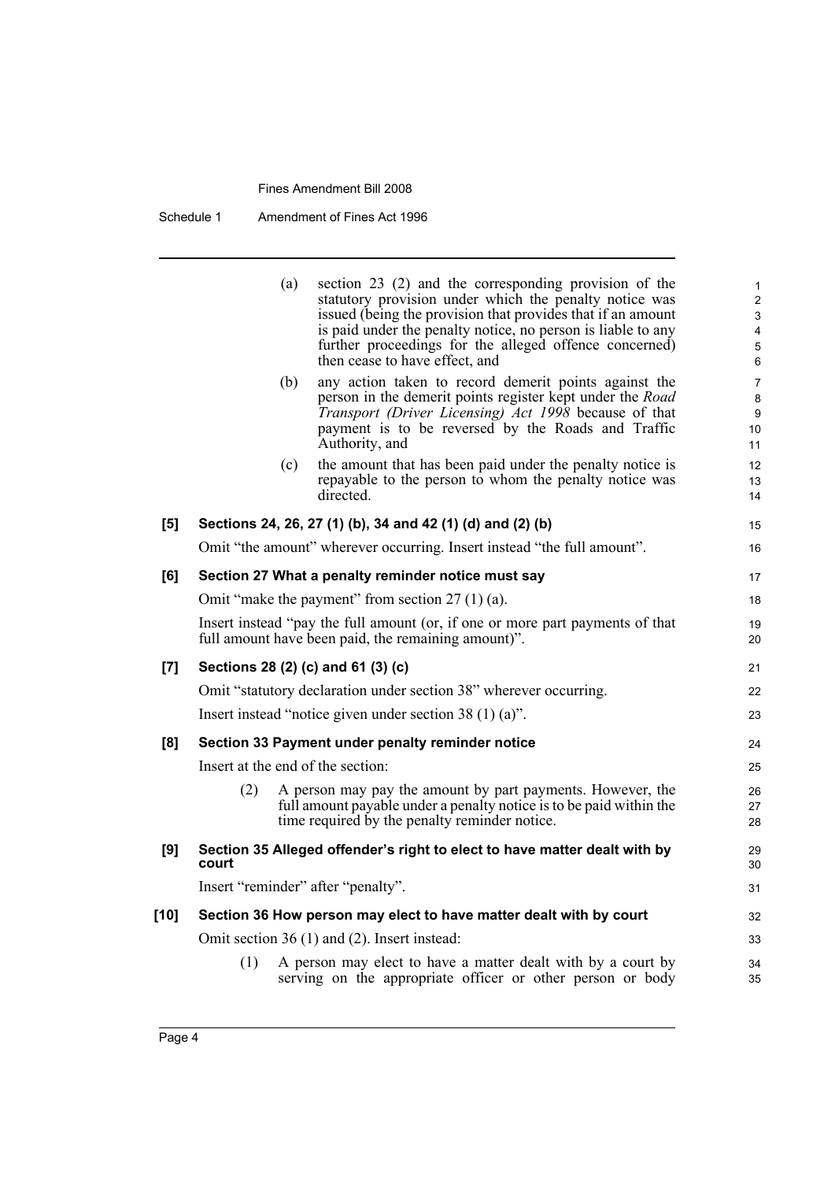(a) section 23 (2) and the corresponding provision of the statutory provision under which the penalty notice was issued (being the provision that provides that if an amount is paid under the penalty notice, no person is liable to any further proceedings for the alleged offence concerned) then cease to have effect, and

(b) any action taken to record demerit points against the person in the demerit points register kept under the *Road Transport (Driver Licensing) Act 1998* because of that payment is to be reversed by the Roads and Traffic Authority, and

(c) the amount that has been paid under the penalty notice is repayable to the person to whom the penalty notice was directed.

**[5] Sections 24, 26, 27 (1) (b), 34 and 42 (1) (d) and (2) (b)**

Omit "the amount" wherever occurring. Insert instead "the full amount".

**[6] Section 27 What a penalty reminder notice must say**

Omit "make the payment" from section 27 (1) (a).

Insert instead "pay the full amount (or, if one or more part payments of that full amount have been paid, the remaining amount)".

**[7] Sections 28 (2) (c) and 61 (3) (c)**

Omit "statutory declaration under section 38" wherever occurring.

Insert instead "notice given under section 38 (1) (a)".

**[8] Section 33 Payment under penalty reminder notice**

Insert at the end of the section:

(2) A person may pay the amount by part payments. However, the full amount payable under a penalty notice is to be paid within the time required by the penalty reminder notice.

**[9] Section 35 Alleged offender's right to elect to have matter dealt with by court**

Insert "reminder" after "penalty".

**[10] Section 36 How person may elect to have matter dealt with by court**

Omit section 36 (1) and (2). Insert instead:

(1) A person may elect to have a matter dealt with by a court by serving on the appropriate officer or other person or body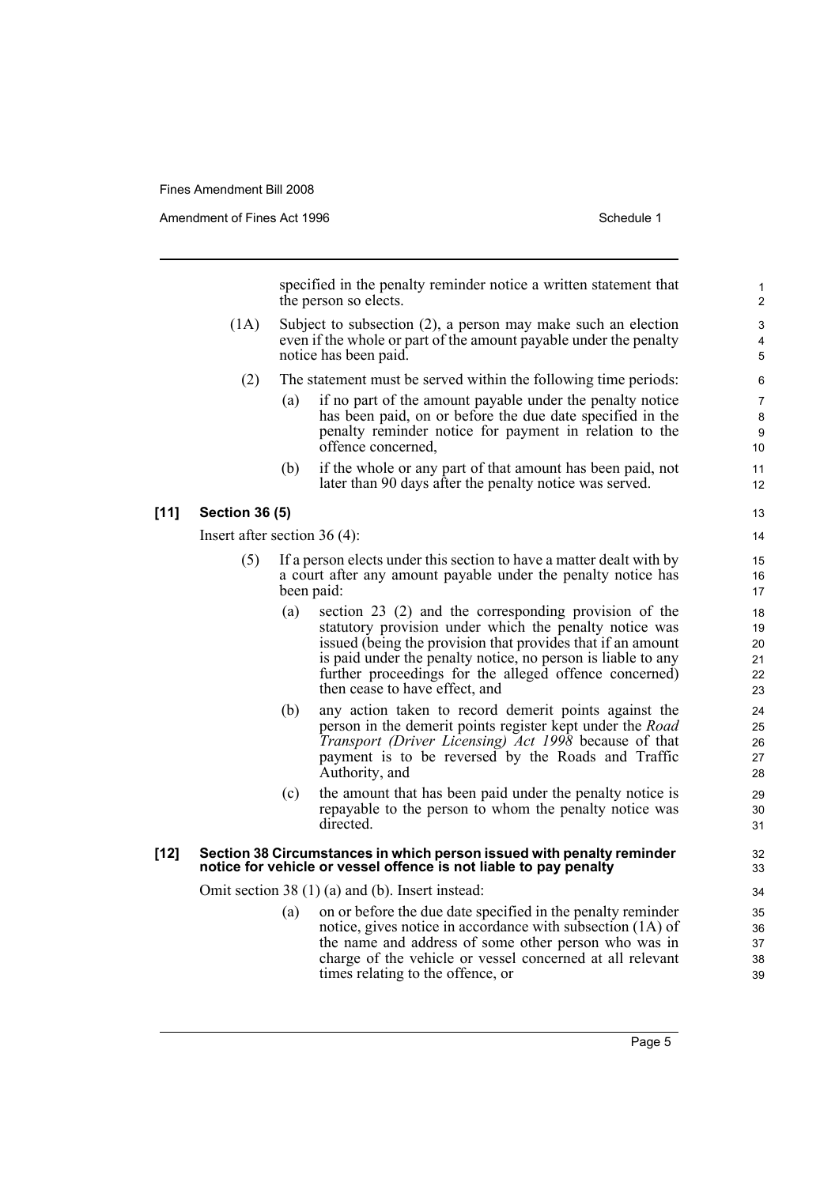specified in the penalty reminder notice a written statement that the person so elects.

(1A) Subject to subsection (2), a person may make such an election even if the whole or part of the amount payable under the penalty notice has been paid.

(2) The statement must be served within the following time periods:

(a) if no part of the amount payable under the penalty notice has been paid, on or before the due date specified in the penalty reminder notice for payment in relation to the offence concerned,

(b) if the whole or any part of that amount has been paid, not later than 90 days after the penalty notice was served.

**[11] Section 36 (5)**

Insert after section 36 (4):

(5) If a person elects under this section to have a matter dealt with by a court after any amount payable under the penalty notice has been paid:

(a) section 23 (2) and the corresponding provision of the statutory provision under which the penalty notice was issued (being the provision that provides that if an amount is paid under the penalty notice, no person is liable to any further proceedings for the alleged offence concerned) then cease to have effect, and

(b) any action taken to record demerit points against the person in the demerit points register kept under the *Road Transport (Driver Licensing) Act 1998* because of that payment is to be reversed by the Roads and Traffic Authority, and

(c) the amount that has been paid under the penalty notice is repayable to the person to whom the penalty notice was directed.

**[12] Section 38 Circumstances in which person issued with penalty reminder notice for vehicle or vessel offence is not liable to pay penalty**

Omit section 38 (1) (a) and (b). Insert instead:

(a) on or before the due date specified in the penalty reminder notice, gives notice in accordance with subsection (1A) of the name and address of some other person who was in charge of the vehicle or vessel concerned at all relevant times relating to the offence, or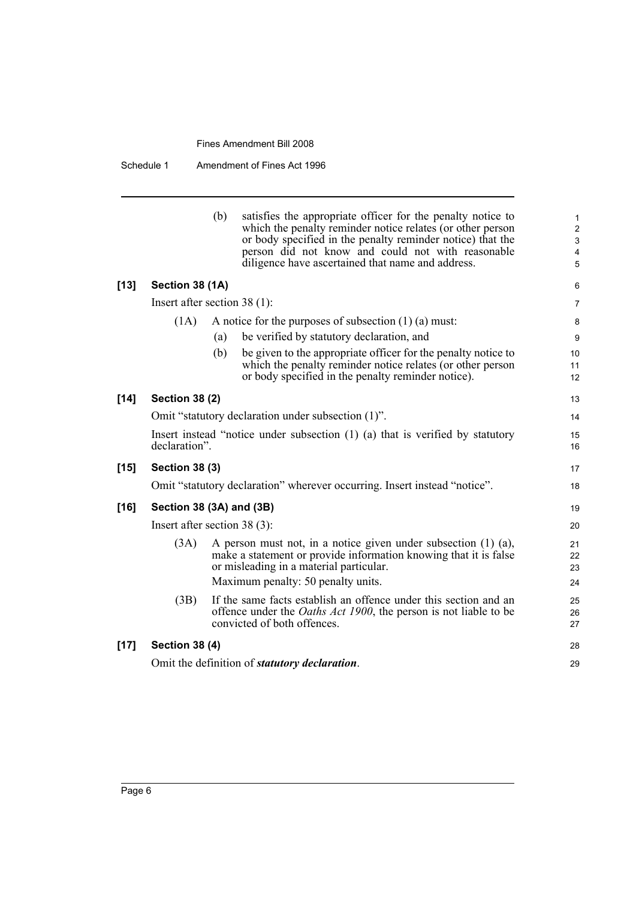(b) satisfies the appropriate officer for the penalty notice to which the penalty reminder notice relates (or other person or body specified in the penalty reminder notice) that the person did not know and could not with reasonable diligence have ascertained that name and address.

**[13] Section 38 (1A)**

Insert after section 38 (1):

(1A) A notice for the purposes of subsection (1) (a) must:

(a) be verified by statutory declaration, and

(b) be given to the appropriate officer for the penalty notice to which the penalty reminder notice relates (or other person or body specified in the penalty reminder notice).

**[14] Section 38 (2)**

Omit "statutory declaration under subsection (1)".

Insert instead "notice under subsection (1) (a) that is verified by statutory declaration".

**[15] Section 38 (3)**

Omit "statutory declaration" wherever occurring. Insert instead "notice".

**[16] Section 38 (3A) and (3B)**

Insert after section 38 (3):

(3A) A person must not, in a notice given under subsection (1) (a), make a statement or provide information knowing that it is false or misleading in a material particular.

Maximum penalty: 50 penalty units.

(3B) If the same facts establish an offence under this section and an offence under the *Oaths Act 1900*, the person is not liable to be convicted of both offences.

**[17] Section 38 (4)**

Omit the definition of ***statutory declaration***.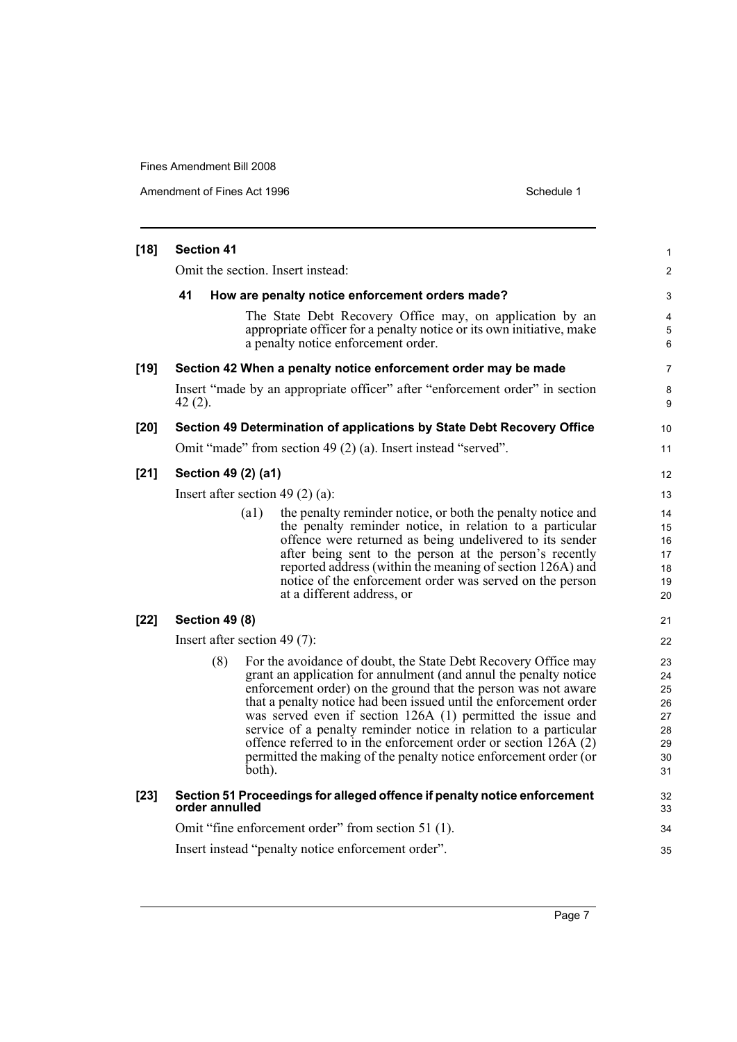**[18] Section 41**

Omit the section. Insert instead:

**41 How are penalty notice enforcement orders made?**

The State Debt Recovery Office may, on application by an appropriate officer for a penalty notice or its own initiative, make a penalty notice enforcement order.

**[19] Section 42 When a penalty notice enforcement order may be made**

Insert "made by an appropriate officer" after "enforcement order" in section 42 (2).

**[20] Section 49 Determination of applications by State Debt Recovery Office**

Omit "made" from section 49 (2) (a). Insert instead "served".

**[21] Section 49 (2) (a1)**

Insert after section 49 (2) (a):

(a1) the penalty reminder notice, or both the penalty notice and the penalty reminder notice, in relation to a particular offence were returned as being undelivered to its sender after being sent to the person at the person's recently reported address (within the meaning of section 126A) and notice of the enforcement order was served on the person at a different address, or

**[22] Section 49 (8)**

Insert after section 49 (7):

(8) For the avoidance of doubt, the State Debt Recovery Office may grant an application for annulment (and annul the penalty notice enforcement order) on the ground that the person was not aware that a penalty notice had been issued until the enforcement order was served even if section 126A (1) permitted the issue and service of a penalty reminder notice in relation to a particular offence referred to in the enforcement order or section 126A (2) permitted the making of the penalty notice enforcement order (or both).

**[23] Section 51 Proceedings for alleged offence if penalty notice enforcement order annulled**

Omit "fine enforcement order" from section 51 (1).

Insert instead "penalty notice enforcement order".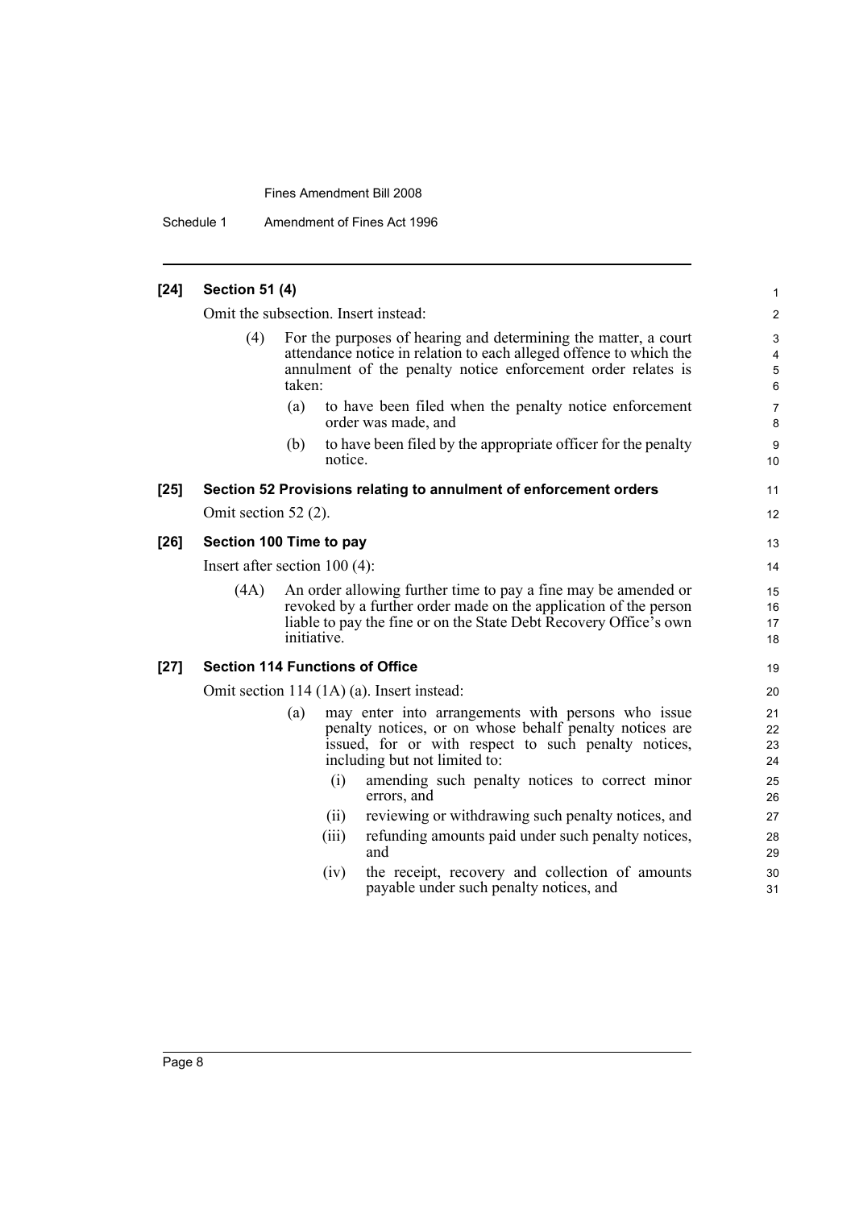**[24] Section 51 (4)**

Omit the subsection. Insert instead:

(4) For the purposes of hearing and determining the matter, a court attendance notice in relation to each alleged offence to which the annulment of the penalty notice enforcement order relates is taken:

(a) to have been filed when the penalty notice enforcement order was made, and

(b) to have been filed by the appropriate officer for the penalty notice.

**[25] Section 52 Provisions relating to annulment of enforcement orders**

Omit section 52 (2).

**[26] Section 100 Time to pay**

Insert after section 100 (4):

(4A) An order allowing further time to pay a fine may be amended or revoked by a further order made on the application of the person liable to pay the fine or on the State Debt Recovery Office's own initiative.

**[27] Section 114 Functions of Office**

Omit section 114 (1A) (a). Insert instead:

(a) may enter into arrangements with persons who issue penalty notices, or on whose behalf penalty notices are issued, for or with respect to such penalty notices, including but not limited to:

(i) amending such penalty notices to correct minor errors, and

(ii) reviewing or withdrawing such penalty notices, and

(iii) refunding amounts paid under such penalty notices, and

(iv) the receipt, recovery and collection of amounts payable under such penalty notices, and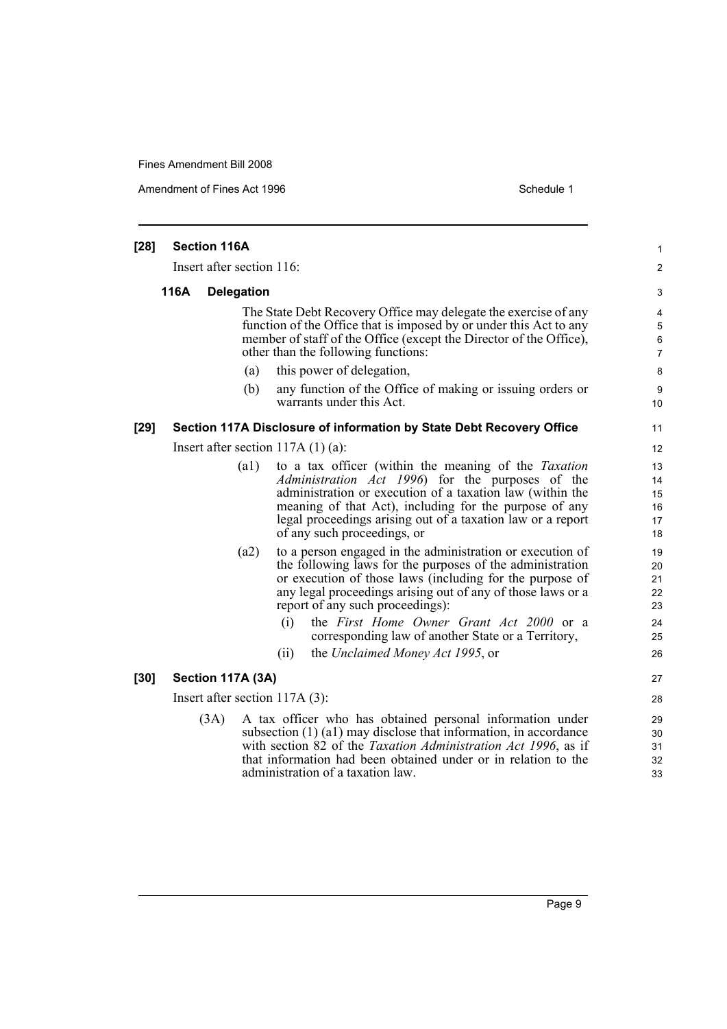**[28] Section 116A**

Insert after section 116:

**116A Delegation**

The State Debt Recovery Office may delegate the exercise of any function of the Office that is imposed by or under this Act to any member of staff of the Office (except the Director of the Office), other than the following functions:

(a) this power of delegation,

(b) any function of the Office of making or issuing orders or warrants under this Act.

**[29] Section 117A Disclosure of information by State Debt Recovery Office**

Insert after section 117A (1) (a):

(a1) to a tax officer (within the meaning of the *Taxation Administration Act 1996*) for the purposes of the administration or execution of a taxation law (within the meaning of that Act), including for the purpose of any legal proceedings arising out of a taxation law or a report of any such proceedings, or

(a2) to a person engaged in the administration or execution of the following laws for the purposes of the administration or execution of those laws (including for the purpose of any legal proceedings arising out of any of those laws or a report of any such proceedings):

(i) the *First Home Owner Grant Act 2000* or a corresponding law of another State or a Territory,

(ii) the *Unclaimed Money Act 1995*, or

**[30] Section 117A (3A)**

Insert after section 117A (3):

(3A) A tax officer who has obtained personal information under subsection (1) (a1) may disclose that information, in accordance with section 82 of the *Taxation Administration Act 1996*, as if that information had been obtained under or in relation to the administration of a taxation law.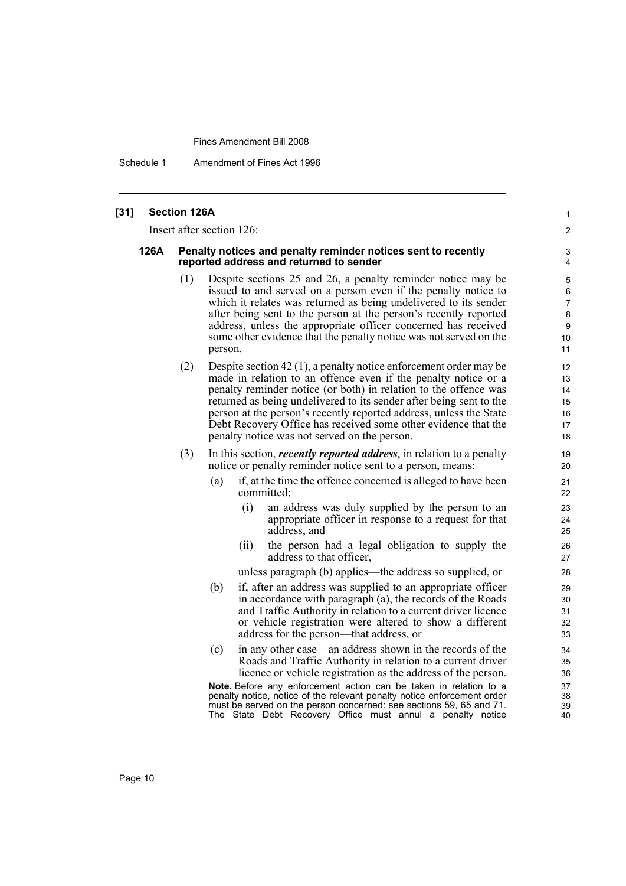**[31] Section 126A**

Insert after section 126:

**126A Penalty notices and penalty reminder notices sent to recently reported address and returned to sender**

(1) Despite sections 25 and 26, a penalty reminder notice may be issued to and served on a person even if the penalty notice to which it relates was returned as being undelivered to its sender after being sent to the person at the person's recently reported address, unless the appropriate officer concerned has received some other evidence that the penalty notice was not served on the person.

(2) Despite section 42 (1), a penalty notice enforcement order may be made in relation to an offence even if the penalty notice or a penalty reminder notice (or both) in relation to the offence was returned as being undelivered to its sender after being sent to the person at the person's recently reported address, unless the State Debt Recovery Office has received some other evidence that the penalty notice was not served on the person.

(3) In this section, ***recently reported address***, in relation to a penalty notice or penalty reminder notice sent to a person, means:

(a) if, at the time the offence concerned is alleged to have been committed:

(i) an address was duly supplied by the person to an appropriate officer in response to a request for that address, and

(ii) the person had a legal obligation to supply the address to that officer,

unless paragraph (b) applies—the address so supplied, or

(b) if, after an address was supplied to an appropriate officer in accordance with paragraph (a), the records of the Roads and Traffic Authority in relation to a current driver licence or vehicle registration were altered to show a different address for the person—that address, or

(c) in any other case—an address shown in the records of the Roads and Traffic Authority in relation to a current driver licence or vehicle registration as the address of the person.

**Note.** Before any enforcement action can be taken in relation to a penalty notice, notice of the relevant penalty notice enforcement order must be served on the person concerned: see sections 59, 65 and 71. The State Debt Recovery Office must annul a penalty notice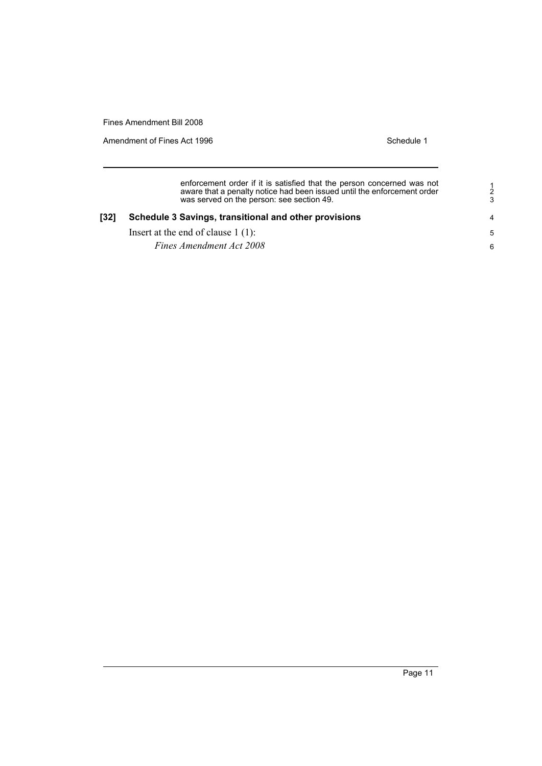enforcement order if it is satisfied that the person concerned was not aware that a penalty notice had been issued until the enforcement order was served on the person: see section 49.

### [32] Schedule 3 Savings, transitional and other provisions

Insert at the end of clause 1 (1):

*Fines Amendment Act 2008*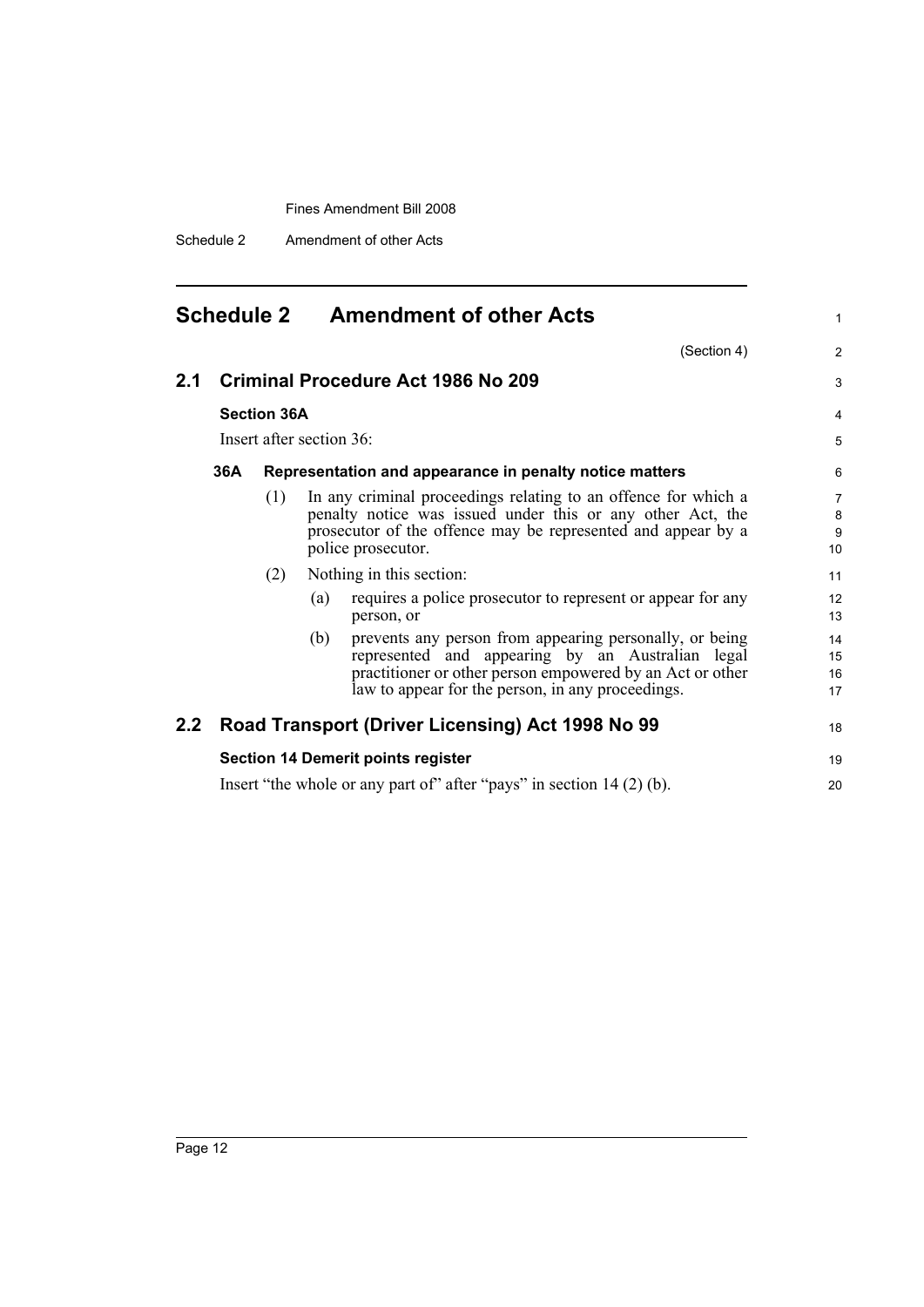# Schedule 2 Amendment of other Acts

(Section 4)

## 2.1 Criminal Procedure Act 1986 No 209

**Section 36A**

Insert after section 36:

**36A Representation and appearance in penalty notice matters**

(1) In any criminal proceedings relating to an offence for which a penalty notice was issued under this or any other Act, the prosecutor of the offence may be represented and appear by a police prosecutor.

(2) Nothing in this section:

(a) requires a police prosecutor to represent or appear for any person, or

(b) prevents any person from appearing personally, or being represented and appearing by an Australian legal practitioner or other person empowered by an Act or other law to appear for the person, in any proceedings.

## 2.2 Road Transport (Driver Licensing) Act 1998 No 99

**Section 14 Demerit points register**

Insert "the whole or any part of" after "pays" in section 14 (2) (b).